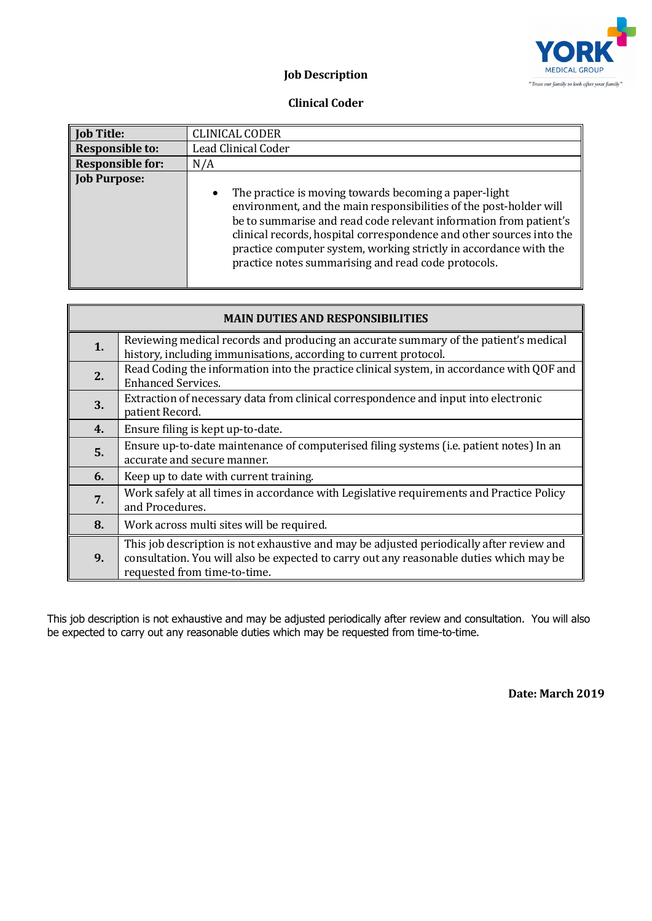YORK MEDICAL GROUP

"Trust our family to look after your family"

# Job Description

## Clinical Coder

| **Job Title:** | CLINICAL CODER |
|---|---|
| **Responsible to:** | Lead Clinical Coder |
| **Responsible for:** | N/A |
| **Job Purpose:** | • The practice is moving towards becoming a paper-light environment, and the main responsibilities of the post-holder will be to summarise and read code relevant information from patient's clinical records, hospital correspondence and other sources into the practice computer system, working strictly in accordance with the practice notes summarising and read code protocols. |

| **MAIN DUTIES AND RESPONSIBILITIES** | |
|---|---|
| **1.** | Reviewing medical records and producing an accurate summary of the patient's medical history, including immunisations, according to current protocol. |
| **2.** | Read Coding the information into the practice clinical system, in accordance with QOF and Enhanced Services. |
| **3.** | Extraction of necessary data from clinical correspondence and input into electronic patient Record. |
| **4.** | Ensure filing is kept up-to-date. |
| **5.** | Ensure up-to-date maintenance of computerised filing systems (i.e. patient notes) In an accurate and secure manner. |
| **6.** | Keep up to date with current training. |
| **7.** | Work safely at all times in accordance with Legislative requirements and Practice Policy and Procedures. |
| **8.** | Work across multi sites will be required. |
| **9.** | This job description is not exhaustive and may be adjusted periodically after review and consultation. You will also be expected to carry out any reasonable duties which may be requested from time-to-time. |

This job description is not exhaustive and may be adjusted periodically after review and consultation. You will also be expected to carry out any reasonable duties which may be requested from time-to-time.

**Date: March 2019**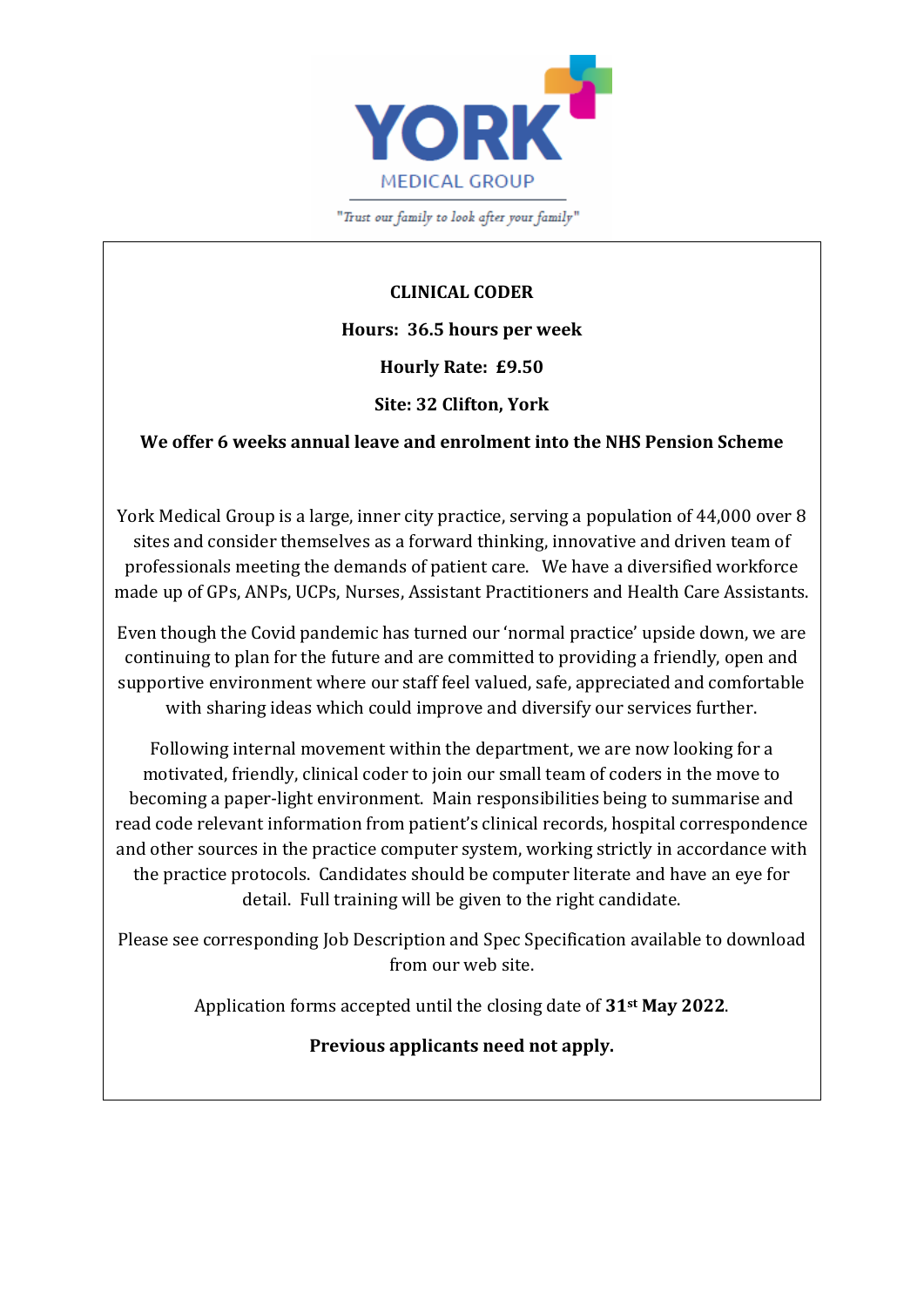YORK MEDICAL GROUP

"Trust our family to look after your family"

**CLINICAL CODER**

**Hours: 36.5 hours per week**

**Hourly Rate: £9.50**

**Site: 32 Clifton, York**

**We offer 6 weeks annual leave and enrolment into the NHS Pension Scheme**

York Medical Group is a large, inner city practice, serving a population of 44,000 over 8 sites and consider themselves as a forward thinking, innovative and driven team of professionals meeting the demands of patient care. We have a diversified workforce made up of GPs, ANPs, UCPs, Nurses, Assistant Practitioners and Health Care Assistants.

Even though the Covid pandemic has turned our 'normal practice' upside down, we are continuing to plan for the future and are committed to providing a friendly, open and supportive environment where our staff feel valued, safe, appreciated and comfortable with sharing ideas which could improve and diversify our services further.

Following internal movement within the department, we are now looking for a motivated, friendly, clinical coder to join our small team of coders in the move to becoming a paper-light environment. Main responsibilities being to summarise and read code relevant information from patient's clinical records, hospital correspondence and other sources in the practice computer system, working strictly in accordance with the practice protocols. Candidates should be computer literate and have an eye for detail. Full training will be given to the right candidate.

Please see corresponding Job Description and Spec Specification available to download from our web site.

Application forms accepted until the closing date of **31st May 2022**.

**Previous applicants need not apply.**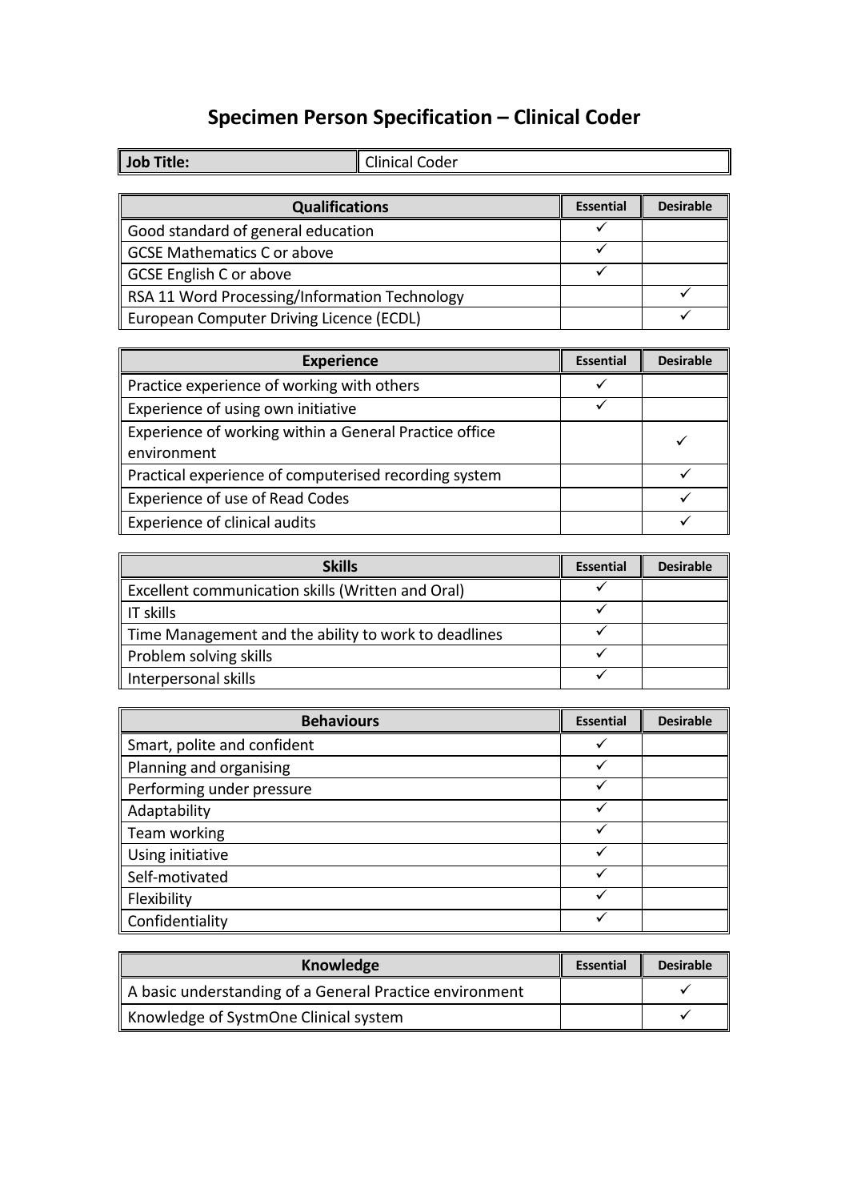# Specimen Person Specification – Clinical Coder

| **Job Title:** | Clinical Coder |
|---|---|

| **Qualifications** | **Essential** | **Desirable** |
|---|---|---|
| Good standard of general education | ✓ | |
| GCSE Mathematics C or above | ✓ | |
| GCSE English C or above | ✓ | |
| RSA 11 Word Processing/Information Technology | | ✓ |
| European Computer Driving Licence (ECDL) | | ✓ |

| **Experience** | **Essential** | **Desirable** |
|---|---|---|
| Practice experience of working with others | ✓ | |
| Experience of using own initiative | ✓ | |
| Experience of working within a General Practice office environment | | ✓ |
| Practical experience of computerised recording system | | ✓ |
| Experience of use of Read Codes | | ✓ |
| Experience of clinical audits | | ✓ |

| **Skills** | **Essential** | **Desirable** |
|---|---|---|
| Excellent communication skills (Written and Oral) | ✓ | |
| IT skills | ✓ | |
| Time Management and the ability to work to deadlines | ✓ | |
| Problem solving skills | ✓ | |
| Interpersonal skills | ✓ | |

| **Behaviours** | **Essential** | **Desirable** |
|---|---|---|
| Smart, polite and confident | ✓ | |
| Planning and organising | ✓ | |
| Performing under pressure | ✓ | |
| Adaptability | ✓ | |
| Team working | ✓ | |
| Using initiative | ✓ | |
| Self-motivated | ✓ | |
| Flexibility | ✓ | |
| Confidentiality | ✓ | |

| **Knowledge** | **Essential** | **Desirable** |
|---|---|---|
| A basic understanding of a General Practice environment | | ✓ |
| Knowledge of SystmOne Clinical system | | ✓ |